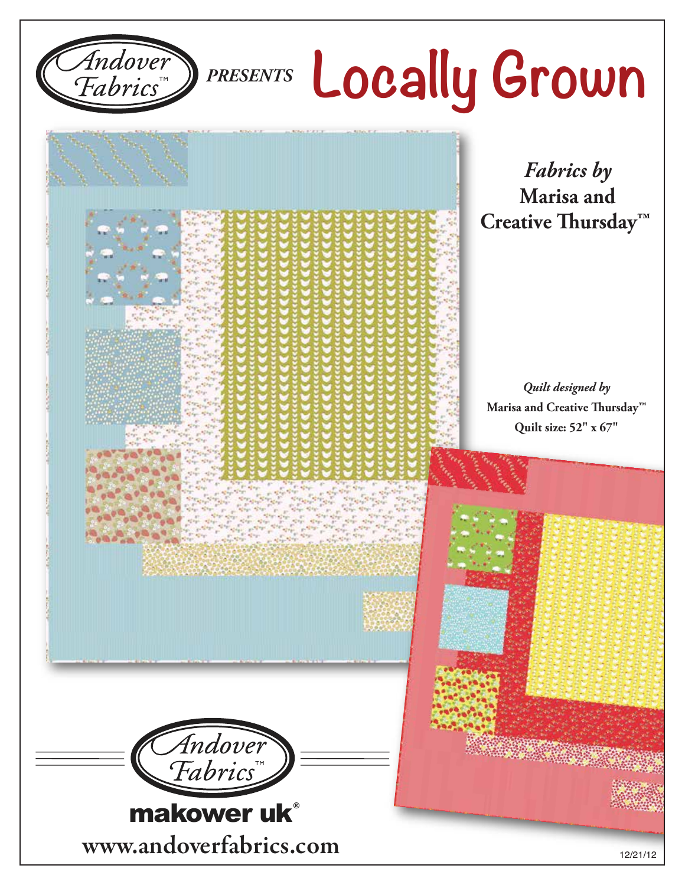Andover Fabrics™ *PRESENTS*

# Locally Grown

***Fabrics by***
**Marisa and Creative Thursday™**

***Quilt designed by***
**Marisa and Creative Thursday™**
**Quilt size: 52" x 67"**

Andover Fabrics™

**makower uk®**

**www.andoverfabrics.com**

12/21/12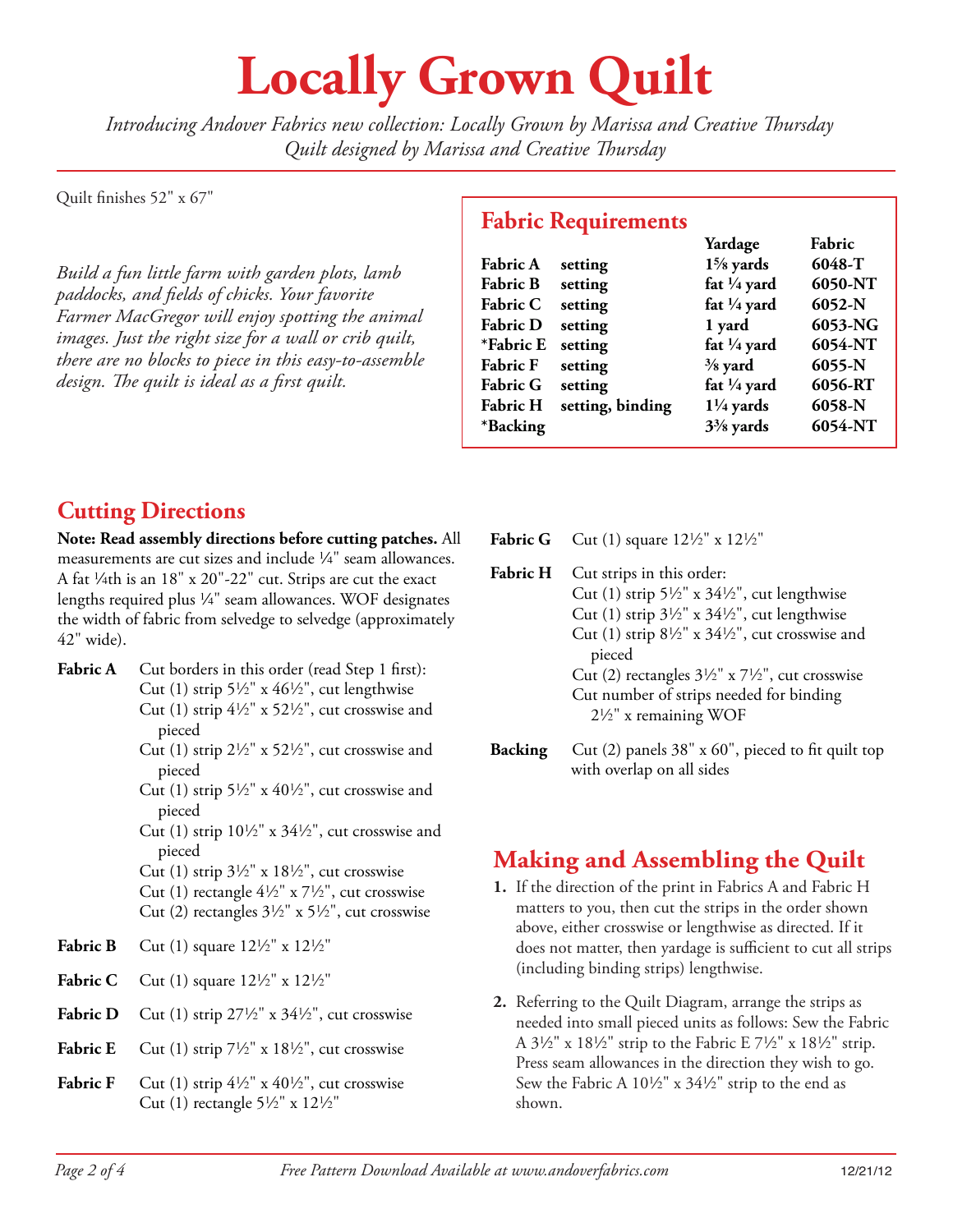# Locally Grown Quilt

*Introducing Andover Fabrics new collection: Locally Grown by Marissa and Creative Thursday*
*Quilt designed by Marissa and Creative Thursday*

Quilt finishes 52" x 67"

*Build a fun little farm with garden plots, lamb paddocks, and fields of chicks. Your favorite Farmer MacGregor will enjoy spotting the animal images. Just the right size for a wall or crib quilt, there are no blocks to piece in this easy-to-assemble design. The quilt is ideal as a first quilt.*

## Fabric Requirements

| | | Yardage | Fabric |
|---|---|---|---|
| **Fabric A** | **setting** | **1⅝ yards** | **6048-T** |
| **Fabric B** | **setting** | **fat ¼ yard** | **6050-NT** |
| **Fabric C** | **setting** | **fat ¼ yard** | **6052-N** |
| **Fabric D** | **setting** | **1 yard** | **6053-NG** |
| ***Fabric E** | **setting** | **fat ¼ yard** | **6054-NT** |
| **Fabric F** | **setting** | **⅜ yard** | **6055-N** |
| **Fabric G** | **setting** | **fat ¼ yard** | **6056-RT** |
| **Fabric H** | **setting, binding** | **1¼ yards** | **6058-N** |
| ***Backing** | | **3⅜ yards** | **6054-NT** |

## Cutting Directions

**Note: Read assembly directions before cutting patches.** All measurements are cut sizes and include ¼" seam allowances. A fat ¼th is an 18" x 20"-22" cut. Strips are cut the exact lengths required plus ¼" seam allowances. WOF designates the width of fabric from selvedge to selvedge (approximately 42" wide).

**Fabric A** Cut borders in this order (read Step 1 first):
- Cut (1) strip 5½" x 46½", cut lengthwise
- Cut (1) strip 4½" x 52½", cut crosswise and pieced
- Cut (1) strip 2½" x 52½", cut crosswise and pieced
- Cut (1) strip 5½" x 40½", cut crosswise and pieced
- Cut (1) strip 10½" x 34½", cut crosswise and pieced
- Cut (1) strip 3½" x 18½", cut crosswise
- Cut (1) rectangle 4½" x 7½", cut crosswise
- Cut (2) rectangles 3½" x 5½", cut crosswise

**Fabric B** Cut (1) square 12½" x 12½"

**Fabric C** Cut (1) square 12½" x 12½"

**Fabric D** Cut (1) strip 27½" x 34½", cut crosswise

**Fabric E** Cut (1) strip 7½" x 18½", cut crosswise

**Fabric F** Cut (1) strip 4½" x 40½", cut crosswise
Cut (1) rectangle 5½" x 12½"

**Fabric G** Cut (1) square 12½" x 12½"

**Fabric H** Cut strips in this order:
- Cut (1) strip 5½" x 34½", cut lengthwise
- Cut (1) strip 3½" x 34½", cut lengthwise
- Cut (1) strip 8½" x 34½", cut crosswise and pieced
- Cut (2) rectangles 3½" x 7½", cut crosswise
- Cut number of strips needed for binding 2½" x remaining WOF

**Backing** Cut (2) panels 38" x 60", pieced to fit quilt top with overlap on all sides

## Making and Assembling the Quilt

1. If the direction of the print in Fabrics A and Fabric H matters to you, then cut the strips in the order shown above, either crosswise or lengthwise as directed. If it does not matter, then yardage is sufficient to cut all strips (including binding strips) lengthwise.

2. Referring to the Quilt Diagram, arrange the strips as needed into small pieced units as follows: Sew the Fabric A 3½" x 18½" strip to the Fabric E 7½" x 18½" strip. Press seam allowances in the direction they wish to go. Sew the Fabric A 10½" x 34½" strip to the end as shown.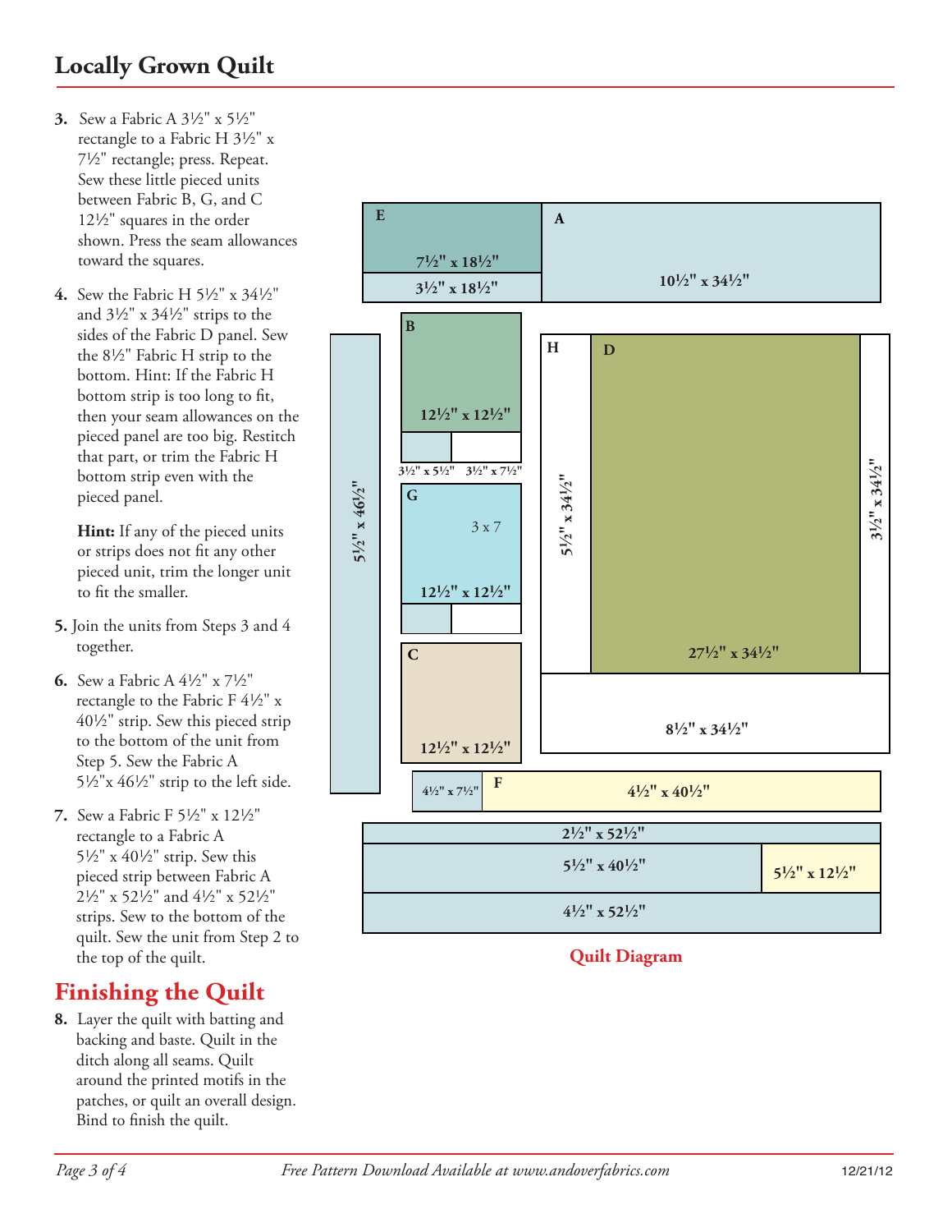3. Sew a Fabric A 3½" x 5½" rectangle to a Fabric H 3½" x 7½" rectangle; press. Repeat. Sew these little pieced units between Fabric B, G, and C 12½" squares in the order shown. Press the seam allowances toward the squares.

4. Sew the Fabric H 5½" x 34½" and 3½" x 34½" strips to the sides of the Fabric D panel. Sew the 8½" Fabric H strip to the bottom. Hint: If the Fabric H bottom strip is too long to fit, then your seam allowances on the pieced panel are too big. Restitch that part, or trim the Fabric H bottom strip even with the pieced panel.

   **Hint:** If any of the pieced units or strips does not fit any other pieced unit, trim the longer unit to fit the smaller.

5. Join the units from Steps 3 and 4 together.

6. Sew a Fabric A 4½" x 7½" rectangle to the Fabric F 4½" x 40½" strip. Sew this pieced strip to the bottom of the unit from Step 5. Sew the Fabric A 5½"x 46½" strip to the left side.

7. Sew a Fabric F 5½" x 12½" rectangle to a Fabric A 5½" x 40½" strip. Sew this pieced strip between Fabric A 2½" x 52½" and 4½" x 52½" strips. Sew to the bottom of the quilt. Sew the unit from Step 2 to the top of the quilt.

## Finishing the Quilt

8. Layer the quilt with batting and backing and baste. Quilt in the ditch along all seams. Quilt around the printed motifs in the patches, or quilt an overall design. Bind to finish the quilt.

E
7½" x 18½"
3½" x 18½"
A
10½" x 34½"
B
12½" x 12½"
3½" x 5½"
3½" x 7½"
G
3 x 7
12½" x 12½"
C
12½" x 12½"
5½" x 46½"
H
5½" x 34½"
D
27½" x 34½"
3½" x 34½"
8½" x 34½"
4½" x 7½"
F
4½" x 40½"
2½" x 52½"
5½" x 40½"
5½" x 12½"
4½" x 52½"

Quilt Diagram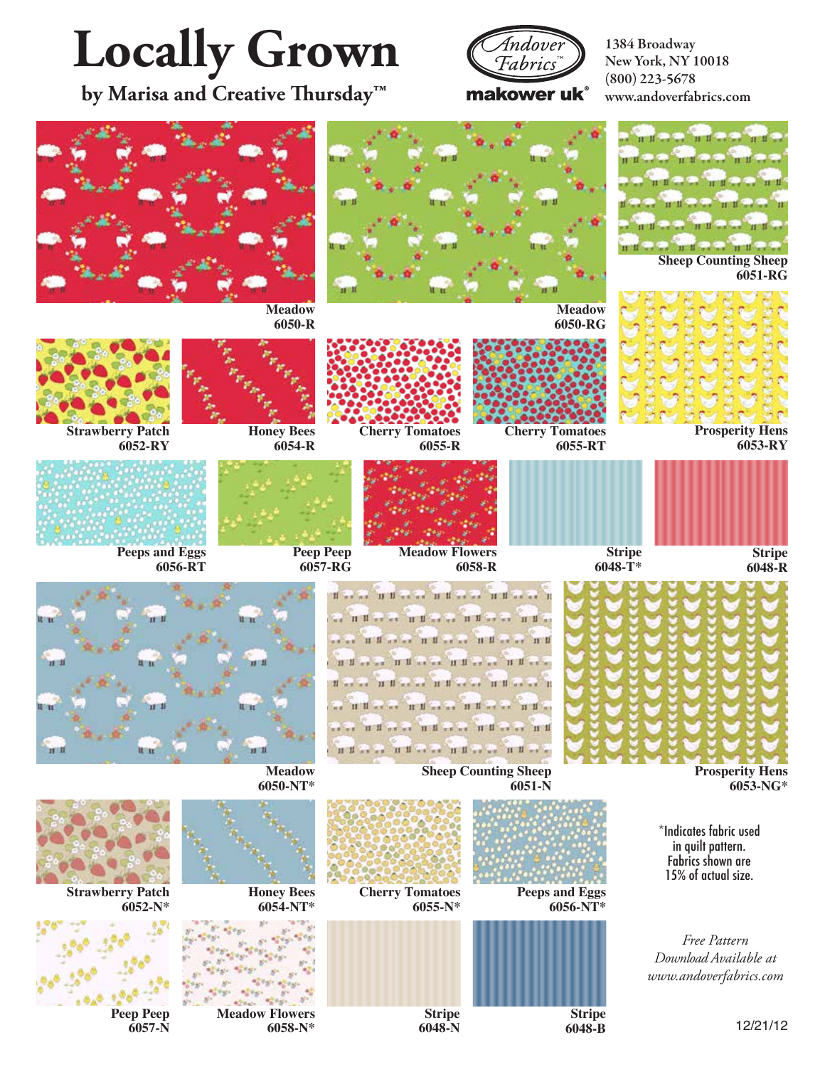# Locally Grown

**by Marisa and Creative Thursday™**

Andover Fabrics™

makower uk®

1384 Broadway
New York, NY 10018
(800) 223-5678
www.andoverfabrics.com

**Meadow**
**6050-R**

**Meadow**
**6050-RG**

**Sheep Counting Sheep**
**6051-RG**

**Strawberry Patch**
**6052-RY**

**Honey Bees**
**6054-R**

**Cherry Tomatoes**
**6055-R**

**Cherry Tomatoes**
**6055-RT**

**Prosperity Hens**
**6053-RY**

**Peeps and Eggs**
**6056-RT**

**Peep Peep**
**6057-RG**

**Meadow Flowers**
**6058-R**

**Stripe**
**6048-T***

**Stripe**
**6048-R**

**Meadow**
**6050-NT***

**Sheep Counting Sheep**
**6051-N**

**Prosperity Hens**
**6053-NG***

**Strawberry Patch**
**6052-N***

**Honey Bees**
**6054-NT***

**Cherry Tomatoes**
**6055-N***

**Peeps and Eggs**
**6056-NT***

*Indicates fabric used in quilt pattern. Fabrics shown are 15% of actual size.

**Peep Peep**
**6057-N**

**Meadow Flowers**
**6058-N***

**Stripe**
**6048-N**

**Stripe**
**6048-B**

*Free Pattern Download Available at www.andoverfabrics.com*

12/21/12